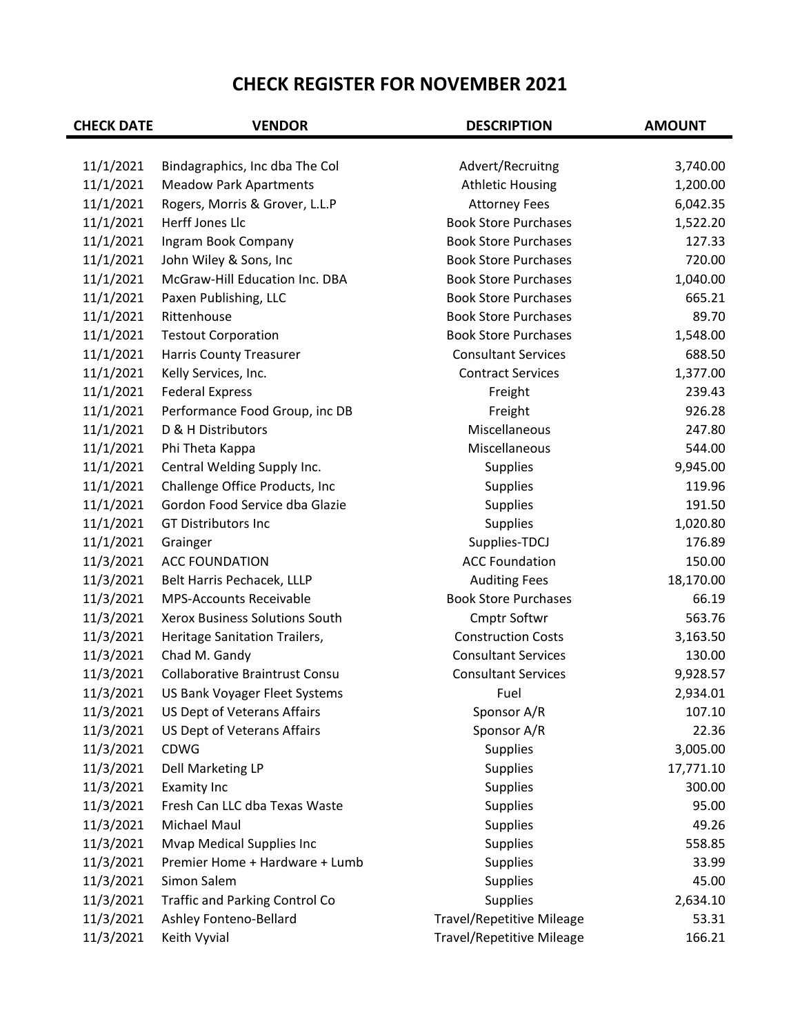# CHECK REGISTER FOR NOVEMBER 2021

| CHECK DATE | VENDOR | DESCRIPTION | AMOUNT |
|---|---|---|---|
| 11/1/2021 | Bindagraphics, Inc dba The Col | Advert/Recruitng | 3,740.00 |
| 11/1/2021 | Meadow Park Apartments | Athletic Housing | 1,200.00 |
| 11/1/2021 | Rogers, Morris & Grover, L.L.P | Attorney Fees | 6,042.35 |
| 11/1/2021 | Herff Jones Llc | Book Store Purchases | 1,522.20 |
| 11/1/2021 | Ingram Book Company | Book Store Purchases | 127.33 |
| 11/1/2021 | John Wiley & Sons, Inc | Book Store Purchases | 720.00 |
| 11/1/2021 | McGraw-Hill Education Inc. DBA | Book Store Purchases | 1,040.00 |
| 11/1/2021 | Paxen Publishing, LLC | Book Store Purchases | 665.21 |
| 11/1/2021 | Rittenhouse | Book Store Purchases | 89.70 |
| 11/1/2021 | Testout Corporation | Book Store Purchases | 1,548.00 |
| 11/1/2021 | Harris County Treasurer | Consultant Services | 688.50 |
| 11/1/2021 | Kelly Services, Inc. | Contract Services | 1,377.00 |
| 11/1/2021 | Federal Express | Freight | 239.43 |
| 11/1/2021 | Performance Food Group, inc DB | Freight | 926.28 |
| 11/1/2021 | D & H Distributors | Miscellaneous | 247.80 |
| 11/1/2021 | Phi Theta Kappa | Miscellaneous | 544.00 |
| 11/1/2021 | Central Welding Supply Inc. | Supplies | 9,945.00 |
| 11/1/2021 | Challenge Office Products, Inc | Supplies | 119.96 |
| 11/1/2021 | Gordon Food Service dba Glazie | Supplies | 191.50 |
| 11/1/2021 | GT Distributors Inc | Supplies | 1,020.80 |
| 11/1/2021 | Grainger | Supplies-TDCJ | 176.89 |
| 11/3/2021 | ACC FOUNDATION | ACC Foundation | 150.00 |
| 11/3/2021 | Belt Harris Pechacek, LLLP | Auditing Fees | 18,170.00 |
| 11/3/2021 | MPS-Accounts Receivable | Book Store Purchases | 66.19 |
| 11/3/2021 | Xerox Business Solutions South | Cmptr Softwr | 563.76 |
| 11/3/2021 | Heritage Sanitation Trailers, | Construction Costs | 3,163.50 |
| 11/3/2021 | Chad M. Gandy | Consultant Services | 130.00 |
| 11/3/2021 | Collaborative Braintrust Consu | Consultant Services | 9,928.57 |
| 11/3/2021 | US Bank Voyager Fleet Systems | Fuel | 2,934.01 |
| 11/3/2021 | US Dept of Veterans Affairs | Sponsor A/R | 107.10 |
| 11/3/2021 | US Dept of Veterans Affairs | Sponsor A/R | 22.36 |
| 11/3/2021 | CDWG | Supplies | 3,005.00 |
| 11/3/2021 | Dell Marketing LP | Supplies | 17,771.10 |
| 11/3/2021 | Examity Inc | Supplies | 300.00 |
| 11/3/2021 | Fresh Can LLC dba Texas Waste | Supplies | 95.00 |
| 11/3/2021 | Michael Maul | Supplies | 49.26 |
| 11/3/2021 | Mvap Medical Supplies Inc | Supplies | 558.85 |
| 11/3/2021 | Premier Home + Hardware + Lumb | Supplies | 33.99 |
| 11/3/2021 | Simon Salem | Supplies | 45.00 |
| 11/3/2021 | Traffic and Parking Control Co | Supplies | 2,634.10 |
| 11/3/2021 | Ashley Fonteno-Bellard | Travel/Repetitive Mileage | 53.31 |
| 11/3/2021 | Keith Vyvial | Travel/Repetitive Mileage | 166.21 |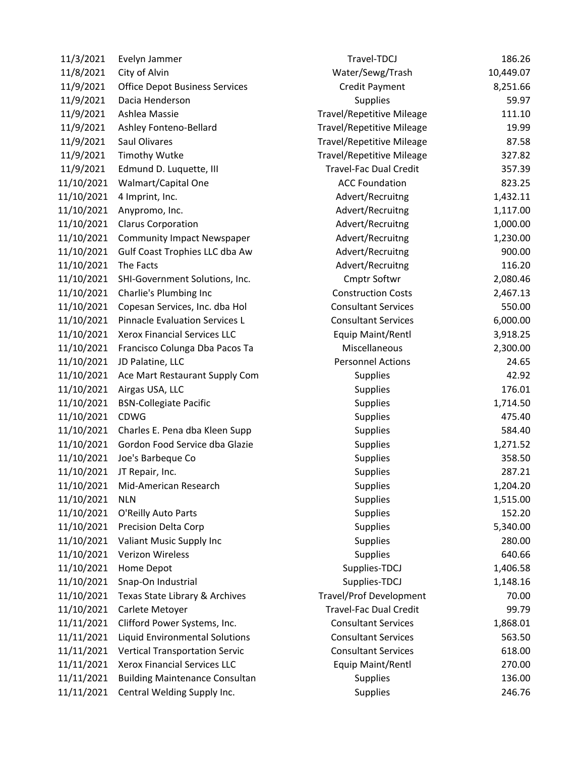| | | | |
|---|---|---|---|
| 11/3/2021 | Evelyn Jammer | Travel-TDCJ | 186.26 |
| 11/8/2021 | City of Alvin | Water/Sewg/Trash | 10,449.07 |
| 11/9/2021 | Office Depot Business Services | Credit Payment | 8,251.66 |
| 11/9/2021 | Dacia Henderson | Supplies | 59.97 |
| 11/9/2021 | Ashlea Massie | Travel/Repetitive Mileage | 111.10 |
| 11/9/2021 | Ashley Fonteno-Bellard | Travel/Repetitive Mileage | 19.99 |
| 11/9/2021 | Saul Olivares | Travel/Repetitive Mileage | 87.58 |
| 11/9/2021 | Timothy Wutke | Travel/Repetitive Mileage | 327.82 |
| 11/9/2021 | Edmund D. Luquette, III | Travel-Fac Dual Credit | 357.39 |
| 11/10/2021 | Walmart/Capital One | ACC Foundation | 823.25 |
| 11/10/2021 | 4 Imprint, Inc. | Advert/Recruitng | 1,432.11 |
| 11/10/2021 | Anypromo, Inc. | Advert/Recruitng | 1,117.00 |
| 11/10/2021 | Clarus Corporation | Advert/Recruitng | 1,000.00 |
| 11/10/2021 | Community Impact Newspaper | Advert/Recruitng | 1,230.00 |
| 11/10/2021 | Gulf Coast Trophies LLC dba Aw | Advert/Recruitng | 900.00 |
| 11/10/2021 | The Facts | Advert/Recruitng | 116.20 |
| 11/10/2021 | SHI-Government Solutions, Inc. | Cmptr Softwr | 2,080.46 |
| 11/10/2021 | Charlie's Plumbing Inc | Construction Costs | 2,467.13 |
| 11/10/2021 | Copesan Services, Inc. dba Hol | Consultant Services | 550.00 |
| 11/10/2021 | Pinnacle Evaluation Services L | Consultant Services | 6,000.00 |
| 11/10/2021 | Xerox Financial Services LLC | Equip Maint/Rentl | 3,918.25 |
| 11/10/2021 | Francisco Colunga Dba Pacos Ta | Miscellaneous | 2,300.00 |
| 11/10/2021 | JD Palatine, LLC | Personnel Actions | 24.65 |
| 11/10/2021 | Ace Mart Restaurant Supply Com | Supplies | 42.92 |
| 11/10/2021 | Airgas USA, LLC | Supplies | 176.01 |
| 11/10/2021 | BSN-Collegiate Pacific | Supplies | 1,714.50 |
| 11/10/2021 | CDWG | Supplies | 475.40 |
| 11/10/2021 | Charles E. Pena dba Kleen Supp | Supplies | 584.40 |
| 11/10/2021 | Gordon Food Service dba Glazie | Supplies | 1,271.52 |
| 11/10/2021 | Joe's Barbeque Co | Supplies | 358.50 |
| 11/10/2021 | JT Repair, Inc. | Supplies | 287.21 |
| 11/10/2021 | Mid-American Research | Supplies | 1,204.20 |
| 11/10/2021 | NLN | Supplies | 1,515.00 |
| 11/10/2021 | O'Reilly Auto Parts | Supplies | 152.20 |
| 11/10/2021 | Precision Delta Corp | Supplies | 5,340.00 |
| 11/10/2021 | Valiant Music Supply Inc | Supplies | 280.00 |
| 11/10/2021 | Verizon Wireless | Supplies | 640.66 |
| 11/10/2021 | Home Depot | Supplies-TDCJ | 1,406.58 |
| 11/10/2021 | Snap-On Industrial | Supplies-TDCJ | 1,148.16 |
| 11/10/2021 | Texas State Library & Archives | Travel/Prof Development | 70.00 |
| 11/10/2021 | Carlete Metoyer | Travel-Fac Dual Credit | 99.79 |
| 11/11/2021 | Clifford Power Systems, Inc. | Consultant Services | 1,868.01 |
| 11/11/2021 | Liquid Environmental Solutions | Consultant Services | 563.50 |
| 11/11/2021 | Vertical Transportation Servic | Consultant Services | 618.00 |
| 11/11/2021 | Xerox Financial Services LLC | Equip Maint/Rentl | 270.00 |
| 11/11/2021 | Building Maintenance Consultan | Supplies | 136.00 |
| 11/11/2021 | Central Welding Supply Inc. | Supplies | 246.76 |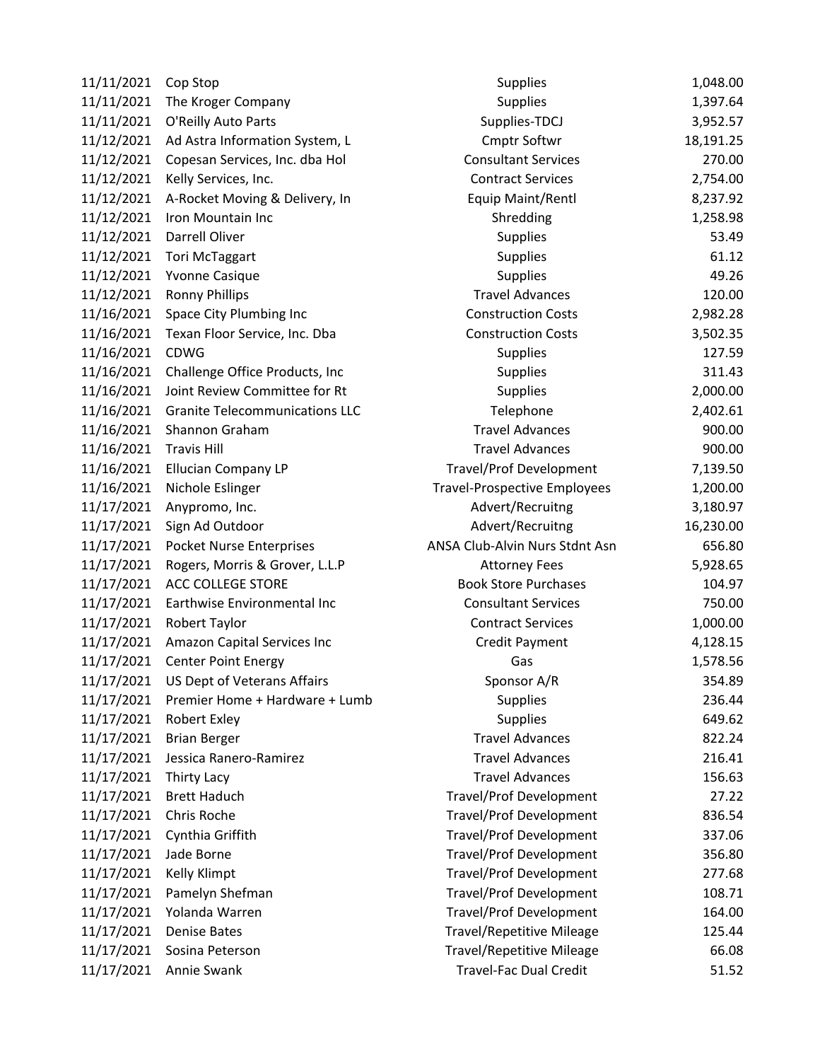| | | | |
|---|---|---|---|
| 11/11/2021 | Cop Stop | Supplies | 1,048.00 |
| 11/11/2021 | The Kroger Company | Supplies | 1,397.64 |
| 11/11/2021 | O'Reilly Auto Parts | Supplies-TDCJ | 3,952.57 |
| 11/12/2021 | Ad Astra Information System, L | Cmptr Softwr | 18,191.25 |
| 11/12/2021 | Copesan Services, Inc. dba Hol | Consultant Services | 270.00 |
| 11/12/2021 | Kelly Services, Inc. | Contract Services | 2,754.00 |
| 11/12/2021 | A-Rocket Moving & Delivery, In | Equip Maint/Rentl | 8,237.92 |
| 11/12/2021 | Iron Mountain Inc | Shredding | 1,258.98 |
| 11/12/2021 | Darrell Oliver | Supplies | 53.49 |
| 11/12/2021 | Tori McTaggart | Supplies | 61.12 |
| 11/12/2021 | Yvonne Casique | Supplies | 49.26 |
| 11/12/2021 | Ronny Phillips | Travel Advances | 120.00 |
| 11/16/2021 | Space City Plumbing Inc | Construction Costs | 2,982.28 |
| 11/16/2021 | Texan Floor Service, Inc. Dba | Construction Costs | 3,502.35 |
| 11/16/2021 | CDWG | Supplies | 127.59 |
| 11/16/2021 | Challenge Office Products, Inc | Supplies | 311.43 |
| 11/16/2021 | Joint Review Committee for Rt | Supplies | 2,000.00 |
| 11/16/2021 | Granite Telecommunications LLC | Telephone | 2,402.61 |
| 11/16/2021 | Shannon Graham | Travel Advances | 900.00 |
| 11/16/2021 | Travis Hill | Travel Advances | 900.00 |
| 11/16/2021 | Ellucian Company LP | Travel/Prof Development | 7,139.50 |
| 11/16/2021 | Nichole Eslinger | Travel-Prospective Employees | 1,200.00 |
| 11/17/2021 | Anypromo, Inc. | Advert/Recruitng | 3,180.97 |
| 11/17/2021 | Sign Ad Outdoor | Advert/Recruitng | 16,230.00 |
| 11/17/2021 | Pocket Nurse Enterprises | ANSA Club-Alvin Nurs Stdnt Asn | 656.80 |
| 11/17/2021 | Rogers, Morris & Grover, L.L.P | Attorney Fees | 5,928.65 |
| 11/17/2021 | ACC COLLEGE STORE | Book Store Purchases | 104.97 |
| 11/17/2021 | Earthwise Environmental Inc | Consultant Services | 750.00 |
| 11/17/2021 | Robert Taylor | Contract Services | 1,000.00 |
| 11/17/2021 | Amazon Capital Services Inc | Credit Payment | 4,128.15 |
| 11/17/2021 | Center Point Energy | Gas | 1,578.56 |
| 11/17/2021 | US Dept of Veterans Affairs | Sponsor A/R | 354.89 |
| 11/17/2021 | Premier Home + Hardware + Lumb | Supplies | 236.44 |
| 11/17/2021 | Robert Exley | Supplies | 649.62 |
| 11/17/2021 | Brian Berger | Travel Advances | 822.24 |
| 11/17/2021 | Jessica Ranero-Ramirez | Travel Advances | 216.41 |
| 11/17/2021 | Thirty Lacy | Travel Advances | 156.63 |
| 11/17/2021 | Brett Haduch | Travel/Prof Development | 27.22 |
| 11/17/2021 | Chris Roche | Travel/Prof Development | 836.54 |
| 11/17/2021 | Cynthia Griffith | Travel/Prof Development | 337.06 |
| 11/17/2021 | Jade Borne | Travel/Prof Development | 356.80 |
| 11/17/2021 | Kelly Klimpt | Travel/Prof Development | 277.68 |
| 11/17/2021 | Pamelyn Shefman | Travel/Prof Development | 108.71 |
| 11/17/2021 | Yolanda Warren | Travel/Prof Development | 164.00 |
| 11/17/2021 | Denise Bates | Travel/Repetitive Mileage | 125.44 |
| 11/17/2021 | Sosina Peterson | Travel/Repetitive Mileage | 66.08 |
| 11/17/2021 | Annie Swank | Travel-Fac Dual Credit | 51.52 |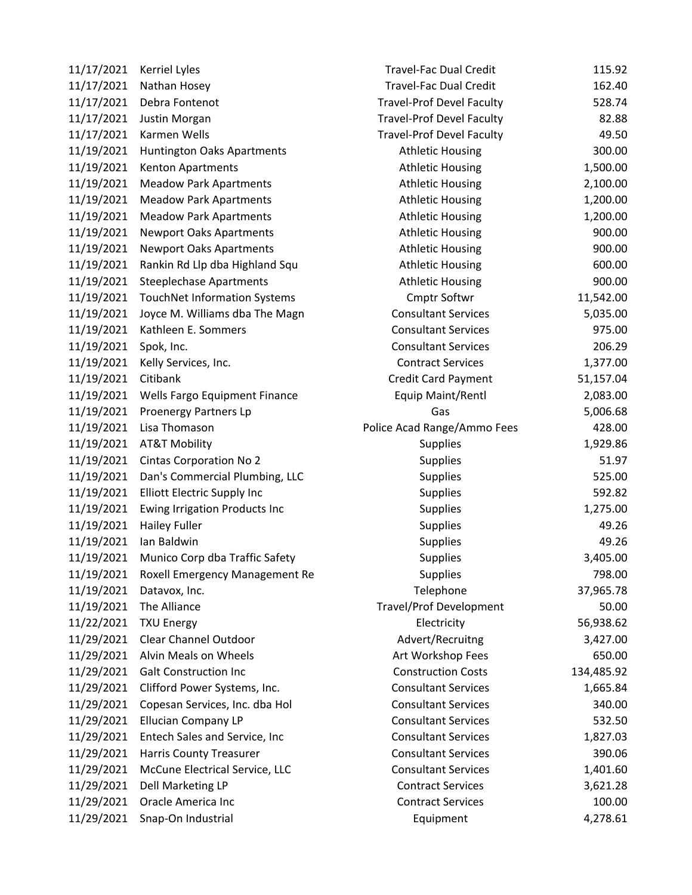| | | | |
|---|---|---|---|
| 11/17/2021 | Kerriel Lyles | Travel-Fac Dual Credit | 115.92 |
| 11/17/2021 | Nathan Hosey | Travel-Fac Dual Credit | 162.40 |
| 11/17/2021 | Debra Fontenot | Travel-Prof Devel Faculty | 528.74 |
| 11/17/2021 | Justin Morgan | Travel-Prof Devel Faculty | 82.88 |
| 11/17/2021 | Karmen Wells | Travel-Prof Devel Faculty | 49.50 |
| 11/19/2021 | Huntington Oaks Apartments | Athletic Housing | 300.00 |
| 11/19/2021 | Kenton Apartments | Athletic Housing | 1,500.00 |
| 11/19/2021 | Meadow Park Apartments | Athletic Housing | 2,100.00 |
| 11/19/2021 | Meadow Park Apartments | Athletic Housing | 1,200.00 |
| 11/19/2021 | Meadow Park Apartments | Athletic Housing | 1,200.00 |
| 11/19/2021 | Newport Oaks Apartments | Athletic Housing | 900.00 |
| 11/19/2021 | Newport Oaks Apartments | Athletic Housing | 900.00 |
| 11/19/2021 | Rankin Rd Llp dba Highland Squ | Athletic Housing | 600.00 |
| 11/19/2021 | Steeplechase Apartments | Athletic Housing | 900.00 |
| 11/19/2021 | TouchNet Information Systems | Cmptr Softwr | 11,542.00 |
| 11/19/2021 | Joyce M. Williams dba The Magn | Consultant Services | 5,035.00 |
| 11/19/2021 | Kathleen E. Sommers | Consultant Services | 975.00 |
| 11/19/2021 | Spok, Inc. | Consultant Services | 206.29 |
| 11/19/2021 | Kelly Services, Inc. | Contract Services | 1,377.00 |
| 11/19/2021 | Citibank | Credit Card Payment | 51,157.04 |
| 11/19/2021 | Wells Fargo Equipment Finance | Equip Maint/Rentl | 2,083.00 |
| 11/19/2021 | Proenergy Partners Lp | Gas | 5,006.68 |
| 11/19/2021 | Lisa Thomason | Police Acad Range/Ammo Fees | 428.00 |
| 11/19/2021 | AT&T Mobility | Supplies | 1,929.86 |
| 11/19/2021 | Cintas Corporation No 2 | Supplies | 51.97 |
| 11/19/2021 | Dan's Commercial Plumbing, LLC | Supplies | 525.00 |
| 11/19/2021 | Elliott Electric Supply Inc | Supplies | 592.82 |
| 11/19/2021 | Ewing Irrigation Products Inc | Supplies | 1,275.00 |
| 11/19/2021 | Hailey Fuller | Supplies | 49.26 |
| 11/19/2021 | Ian Baldwin | Supplies | 49.26 |
| 11/19/2021 | Munico Corp dba Traffic Safety | Supplies | 3,405.00 |
| 11/19/2021 | Roxell Emergency Management Re | Supplies | 798.00 |
| 11/19/2021 | Datavox, Inc. | Telephone | 37,965.78 |
| 11/19/2021 | The Alliance | Travel/Prof Development | 50.00 |
| 11/22/2021 | TXU Energy | Electricity | 56,938.62 |
| 11/29/2021 | Clear Channel Outdoor | Advert/Recruitng | 3,427.00 |
| 11/29/2021 | Alvin Meals on Wheels | Art Workshop Fees | 650.00 |
| 11/29/2021 | Galt Construction Inc | Construction Costs | 134,485.92 |
| 11/29/2021 | Clifford Power Systems, Inc. | Consultant Services | 1,665.84 |
| 11/29/2021 | Copesan Services, Inc. dba Hol | Consultant Services | 340.00 |
| 11/29/2021 | Ellucian Company LP | Consultant Services | 532.50 |
| 11/29/2021 | Entech Sales and Service, Inc | Consultant Services | 1,827.03 |
| 11/29/2021 | Harris County Treasurer | Consultant Services | 390.06 |
| 11/29/2021 | McCune Electrical Service, LLC | Consultant Services | 1,401.60 |
| 11/29/2021 | Dell Marketing LP | Contract Services | 3,621.28 |
| 11/29/2021 | Oracle America Inc | Contract Services | 100.00 |
| 11/29/2021 | Snap-On Industrial | Equipment | 4,278.61 |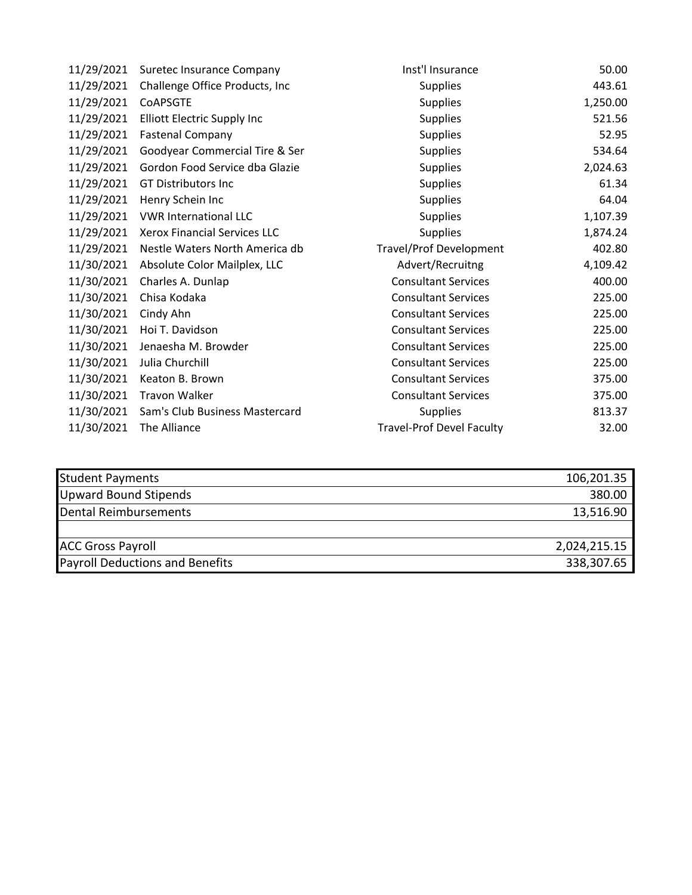| | | | |
|---|---|---|---|
| 11/29/2021 | Suretec Insurance Company | Inst'l Insurance | 50.00 |
| 11/29/2021 | Challenge Office Products, Inc | Supplies | 443.61 |
| 11/29/2021 | CoAPSGTE | Supplies | 1,250.00 |
| 11/29/2021 | Elliott Electric Supply Inc | Supplies | 521.56 |
| 11/29/2021 | Fastenal Company | Supplies | 52.95 |
| 11/29/2021 | Goodyear Commercial Tire & Ser | Supplies | 534.64 |
| 11/29/2021 | Gordon Food Service dba Glazie | Supplies | 2,024.63 |
| 11/29/2021 | GT Distributors Inc | Supplies | 61.34 |
| 11/29/2021 | Henry Schein Inc | Supplies | 64.04 |
| 11/29/2021 | VWR International LLC | Supplies | 1,107.39 |
| 11/29/2021 | Xerox Financial Services LLC | Supplies | 1,874.24 |
| 11/29/2021 | Nestle Waters North America db | Travel/Prof Development | 402.80 |
| 11/30/2021 | Absolute Color Mailplex, LLC | Advert/Recruitng | 4,109.42 |
| 11/30/2021 | Charles A. Dunlap | Consultant Services | 400.00 |
| 11/30/2021 | Chisa Kodaka | Consultant Services | 225.00 |
| 11/30/2021 | Cindy Ahn | Consultant Services | 225.00 |
| 11/30/2021 | Hoi T. Davidson | Consultant Services | 225.00 |
| 11/30/2021 | Jenaesha M. Browder | Consultant Services | 225.00 |
| 11/30/2021 | Julia Churchill | Consultant Services | 225.00 |
| 11/30/2021 | Keaton B. Brown | Consultant Services | 375.00 |
| 11/30/2021 | Travon Walker | Consultant Services | 375.00 |
| 11/30/2021 | Sam's Club Business Mastercard | Supplies | 813.37 |
| 11/30/2021 | The Alliance | Travel-Prof Devel Faculty | 32.00 |

| | |
|---|---|
| Student Payments | 106,201.35 |
| Upward Bound Stipends | 380.00 |
| Dental Reimbursements | 13,516.90 |
| | |
| ACC Gross Payroll | 2,024,215.15 |
| Payroll Deductions and Benefits | 338,307.65 |